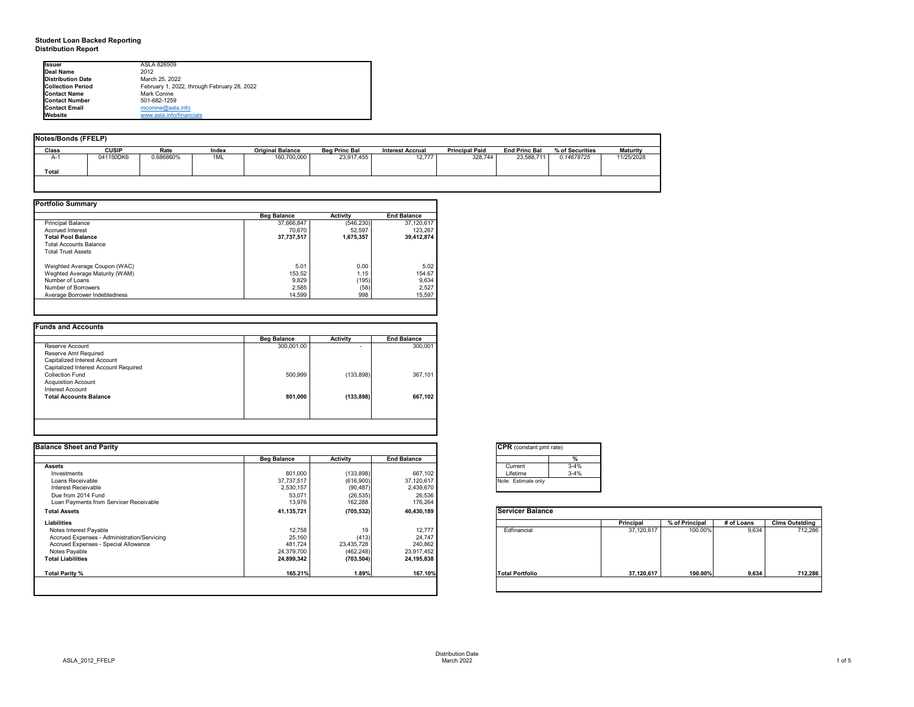**Student Loan Backed Reporting**
**Distribution Report**

| | |
|---|---|
| **Issuer** | ASLA 826509 |
| **Deal Name** | 2012 |
| **Distribution Date** | March 25, 2022 |
| **Collection Period** | February 1, 2022, through February 28, 2022 |
| **Contact Name** | Mark Conine |
| **Contact Number** | 501-682-1259 |
| **Contact Email** | mconine@asla.info |
| **Website** | www.asla.info/financials |

**Notes/Bonds (FFELP)**

| Class | CUSIP | Rate | Index | Original Balance | Beg Princ Bal | Interest Accrual | Principal Paid | End Princ Bal | % of Securities | Maturity |
|---|---|---|---|---|---|---|---|---|---|---|
| A-1 | 041150DK6 | 0.686860% | 1ML | 160,700,000 | 23,917,455 | 12,777 | 328,744 | 23,588,711 | *0.14678725* | 11/25/2028 |
| **Total** | | | | | | | | | | |

**Portfolio Summary**

| | Beg Balance | Activity | End Balance |
|---|---|---|---|
| Principal Balance | 37,666,847 | (546,230) | 37,120,617 |
| Accrued Interest | 70,670 | 52,597 | 123,267 |
| **Total Pool Balance** | **37,737,517** | **1,675,357** | **39,412,874** |
| Total Accounts Balance | | | |
| Total Trust Assets | | | |
| | | | |
| Weighted Average Coupon (WAC) | 5.01 | 0.00 | 5.02 |
| Weghted Average Maturity (WAM) | 153.52 | 1.15 | 154.67 |
| Number of Loans | 9,829 | (195) | 9,634 |
| Number of Borrowers | 2,585 | (58) | 2,527 |
| Average Borrower Indebtedness | 14,599 | 998 | 15,597 |

**Funds and Accounts**

| | Beg Balance | Activity | End Balance |
|---|---|---|---|
| Reserve Account | 300,001.00 | - | 300,001 |
| Reserve Amt Required | | | |
| Capitalized Interest Account | | | |
| Capitalized Interest Account Required | | | |
| Collection Fund | 500,999 | (133,898) | 367,101 |
| Acquisition Account | | | |
| Interest Account | | | |
| **Total Accounts Balance** | **801,000** | **(133,898)** | **667,102** |

**Balance Sheet and Parity**

| | Beg Balance | Activity | End Balance |
|---|---|---|---|
| **Assets** | | | |
| Investments | 801,000 | (133,898) | 667,102 |
| Loans Receivable | 37,737,517 | (616,900) | 37,120,617 |
| Interest Receivable | 2,530,157 | (90,487) | 2,439,670 |
| Due from 2014 Fund | 53,071 | (26,535) | 26,536 |
| Loan Payments from Servicer Receivable | 13,976 | 162,288 | 176,264 |
| **Total Assets** | **41,135,721** | **(705,532)** | **40,430,189** |
| **Liabilities** | | | |
| Notes Interest Payable | 12,758 | 19 | 12,777 |
| Accrued Expenses - Administration/Servicing | 25,160 | (413) | 24,747 |
| Accrued Expenses - Special Allowance | 481,724 | 23,435,728 | 240,862 |
| Notes Payable | 24,379,700 | (462,248) | 23,917,452 |
| **Total Liabilities** | **24,899,342** | **(703,504)** | **24,195,838** |
| | | | |
| **Total Parity %** | **165.21%** | **1.89%** | **167.10%** |

**CPR** (constant pmt rate)

| | % |
|---|---|
| Current | 3-4% |
| Lifetime | 3-4% |

Note: Estimate only

**Servicer Balance**

| | Principal | % of Principal | # of Loans | Clms Outstding |
|---|---|---|---|---|
| Edfinancial | 37,120,617 | 100.00% | 9,634 | 712,286 |
| **Total Portfolio** | **37,120,617** | **100.00%** | **9,634** | **712,286** |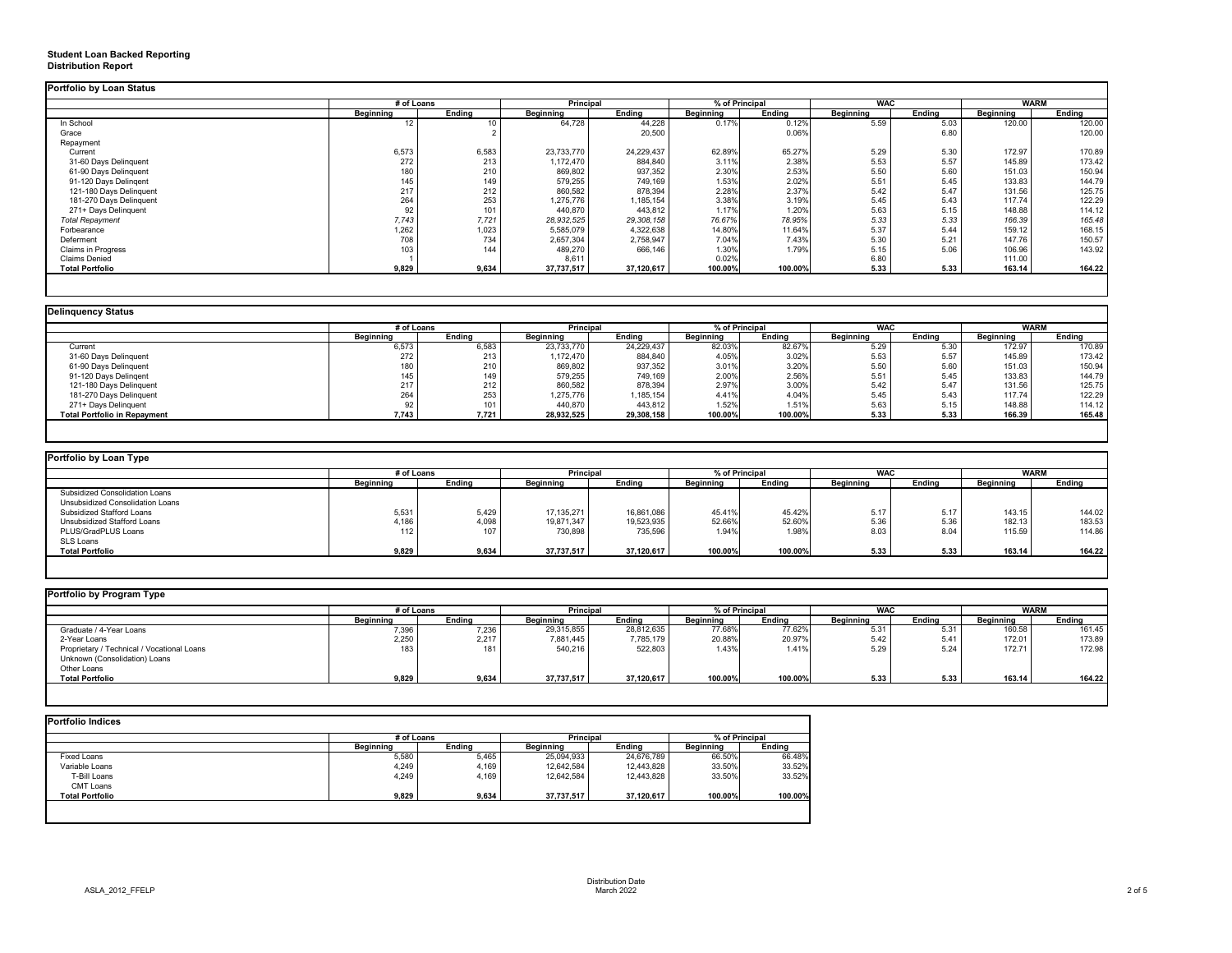**Student Loan Backed Reporting**
**Distribution Report**

**Portfolio by Loan Status**

| | # of Loans | | Principal | | % of Principal | | WAC | | WARM | |
|---|---|---|---|---|---|---|---|---|---|---|
| | Beginning | Ending | Beginning | Ending | Beginning | Ending | Beginning | Ending | Beginning | Ending |
| In School | 12 | 10 | 64,728 | 44,228 | 0.17% | 0.12% | 5.59 | 5.03 | 120.00 | 120.00 |
| Grace | | 2 | | 20,500 | | 0.06% | | 6.80 | | 120.00 |
| Repayment | | | | | | | | | | |
| Current | 6,573 | 6,583 | 23,733,770 | 24,229,437 | 62.89% | 65.27% | 5.29 | 5.30 | 172.97 | 170.89 |
| 31-60 Days Delinquent | 272 | 213 | 1,172,470 | 884,840 | 3.11% | 2.38% | 5.53 | 5.57 | 145.89 | 173.42 |
| 61-90 Days Delinquent | 180 | 210 | 869,802 | 937,352 | 2.30% | 2.53% | 5.50 | 5.60 | 151.03 | 150.94 |
| 91-120 Days Delingent | 145 | 149 | 579,255 | 749,169 | 1.53% | 2.02% | 5.51 | 5.45 | 133.83 | 144.79 |
| 121-180 Days Delinquent | 217 | 212 | 860,582 | 878,394 | 2.28% | 2.37% | 5.42 | 5.47 | 131.56 | 125.75 |
| 181-270 Days Delinquent | 264 | 253 | 1,275,776 | 1,185,154 | 3.38% | 3.19% | 5.45 | 5.43 | 117.74 | 122.29 |
| 271+ Days Delinquent | 92 | 101 | 440,870 | 443,812 | 1.17% | 1.20% | 5.63 | 5.15 | 148.88 | 114.12 |
| *Total Repayment* | *7,743* | *7,721* | *28,932,525* | *29,308,158* | *76.67%* | *78.95%* | *5.33* | *5.33* | *166.39* | *165.48* |
| Forbearance | 1,262 | 1,023 | 5,585,079 | 4,322,638 | 14.80% | 11.64% | 5.37 | 5.44 | 159.12 | 168.15 |
| Deferment | 708 | 734 | 2,657,304 | 2,758,947 | 7.04% | 7.43% | 5.30 | 5.21 | 147.76 | 150.57 |
| Claims in Progress | 103 | 144 | 489,270 | 666,146 | 1.30% | 1.79% | 5.15 | 5.06 | 106.96 | 143.92 |
| Claims Denied | 1 | | 8,611 | | 0.02% | | 6.80 | | 111.00 | |
| **Total Portfolio** | **9,829** | **9,634** | **37,737,517** | **37,120,617** | **100.00%** | **100.00%** | **5.33** | **5.33** | **163.14** | **164.22** |

**Delinquency Status**

| | # of Loans | | Principal | | % of Principal | | WAC | | WARM | |
|---|---|---|---|---|---|---|---|---|---|---|
| | Beginning | Ending | Beginning | Ending | Beginning | Ending | Beginning | Ending | Beginning | Ending |
| Current | 6,573 | 6,583 | 23,733,770 | 24,229,437 | 82.03% | 82.67% | 5.29 | 5.30 | 172.97 | 170.89 |
| 31-60 Days Delinquent | 272 | 213 | 1,172,470 | 884,840 | 4.05% | 3.02% | 5.53 | 5.57 | 145.89 | 173.42 |
| 61-90 Days Delinquent | 180 | 210 | 869,802 | 937,352 | 3.01% | 3.20% | 5.50 | 5.60 | 151.03 | 150.94 |
| 91-120 Days Delinqent | 145 | 149 | 579,255 | 749,169 | 2.00% | 2.56% | 5.51 | 5.45 | 133.83 | 144.79 |
| 121-180 Days Delinquent | 217 | 212 | 860,582 | 878,394 | 2.97% | 3.00% | 5.42 | 5.47 | 131.56 | 125.75 |
| 181-270 Days Delinquent | 264 | 253 | 1,275,776 | 1,185,154 | 4.41% | 4.04% | 5.45 | 5.43 | 117.74 | 122.29 |
| 271+ Days Delinquent | 92 | 101 | 440,870 | 443,812 | 1.52% | 1.51% | 5.63 | 5.15 | 148.88 | 114.12 |
| **Total Portfolio in Repayment** | **7,743** | **7,721** | **28,932,525** | **29,308,158** | **100.00%** | **100.00%** | **5.33** | **5.33** | **166.39** | **165.48** |

**Portfolio by Loan Type**

| | # of Loans | | Principal | | % of Principal | | WAC | | WARM | |
|---|---|---|---|---|---|---|---|---|---|---|
| | Beginning | Ending | Beginning | Ending | Beginning | Ending | Beginning | Ending | Beginning | Ending |
| Subsidized Consolidation Loans | | | | | | | | | | |
| Unsubsidized Consolidation Loans | | | | | | | | | | |
| Subsidized Stafford Loans | 5,531 | 5,429 | 17,135,271 | 16,861,086 | 45.41% | 45.42% | 5.17 | 5.17 | 143.15 | 144.02 |
| Unsubsidized Stafford Loans | 4,186 | 4,098 | 19,871,347 | 19,523,935 | 52.66% | 52.60% | 5.36 | 5.36 | 182.13 | 183.53 |
| PLUS/GradPLUS Loans | 112 | 107 | 730,898 | 735,596 | 1.94% | 1.98% | 8.03 | 8.04 | 115.59 | 114.86 |
| SLS Loans | | | | | | | | | | |
| **Total Portfolio** | **9,829** | **9,634** | **37,737,517** | **37,120,617** | **100.00%** | **100.00%** | **5.33** | **5.33** | **163.14** | **164.22** |

**Portfolio by Program Type**

| | # of Loans | | Principal | | % of Principal | | WAC | | WARM | |
|---|---|---|---|---|---|---|---|---|---|---|
| | Beginning | Ending | Beginning | Ending | Beginning | Ending | Beginning | Ending | Beginning | Ending |
| Graduate / 4-Year Loans | 7,396 | 7,236 | 29,315,855 | 28,812,635 | 77.68% | 77.62% | 5.31 | 5.31 | 160.58 | 161.45 |
| 2-Year Loans | 2,250 | 2,217 | 7,881,445 | 7,785,179 | 20.88% | 20.97% | 5.42 | 5.41 | 172.01 | 173.89 |
| Proprietary / Technical / Vocational Loans | 183 | 181 | 540,216 | 522,803 | 1.43% | 1.41% | 5.29 | 5.24 | 172.71 | 172.98 |
| Unknown (Consolidation) Loans | | | | | | | | | | |
| Other Loans | | | | | | | | | | |
| **Total Portfolio** | **9,829** | **9,634** | **37,737,517** | **37,120,617** | **100.00%** | **100.00%** | **5.33** | **5.33** | **163.14** | **164.22** |

**Portfolio Indices**

| | # of Loans | | Principal | | % of Principal | |
|---|---|---|---|---|---|---|
| | Beginning | Ending | Beginning | Ending | Beginning | Ending |
| Fixed Loans | 5,580 | 5,465 | 25,094,933 | 24,676,789 | 66.50% | 66.48% |
| Variable Loans | 4,249 | 4,169 | 12,642,584 | 12,443,828 | 33.50% | 33.52% |
| T-Bill Loans | 4,249 | 4,169 | 12,642,584 | 12,443,828 | 33.50% | 33.52% |
| CMT Loans | | | | | | |
| **Total Portfolio** | **9,829** | **9,634** | **37,737,517** | **37,120,617** | **100.00%** | **100.00%** |

ASLA_2012_FFELP

Distribution Date
March 2022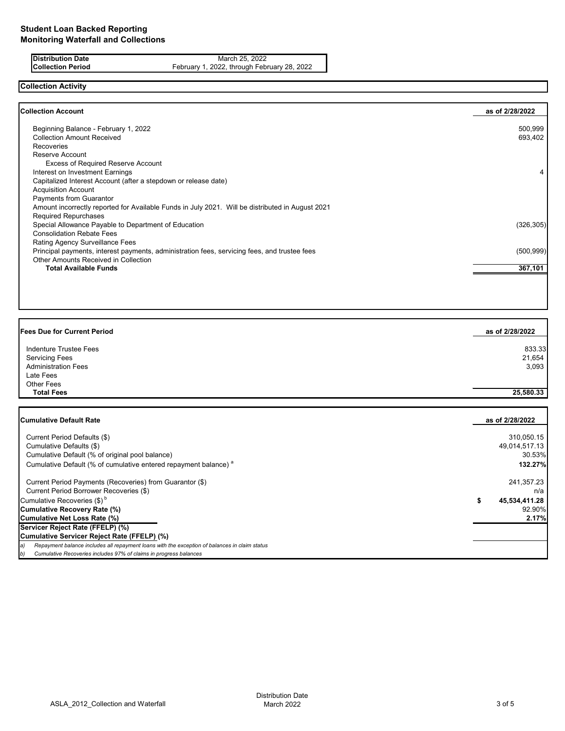## Student Loan Backed Reporting
## Monitoring Waterfall and Collections

| Distribution Date | March 25, 2022 |
|---|---|
| Collection Period | February 1, 2022, through February 28, 2022 |

### Collection Activity

| Collection Account | as of 2/28/2022 |
|---|---|
| Beginning Balance - February 1, 2022 | 500,999 |
| Collection Amount Received | 693,402 |
| Recoveries | |
| Reserve Account | |
| Excess of Required Reserve Account | |
| Interest on Investment Earnings | 4 |
| Capitalized Interest Account (after a stepdown or release date) | |
| Acquisition Account | |
| Payments from Guarantor | |
| Amount incorrectly reported for Available Funds in July 2021. Will be distributed in August 2021 | |
| Required Repurchases | |
| Special Allowance Payable to Department of Education | (326,305) |
| Consolidation Rebate Fees | |
| Rating Agency Surveillance Fees | |
| Principal payments, interest payments, administration fees, servicing fees, and trustee fees | (500,999) |
| Other Amounts Received in Collection | |
| **Total Available Funds** | **367,101** |

| Fees Due for Current Period | as of 2/28/2022 |
|---|---|
| Indenture Trustee Fees | 833.33 |
| Servicing Fees | 21,654 |
| Administration Fees | 3,093 |
| Late Fees | |
| Other Fees | |
| **Total Fees** | **25,580.33** |

| Cumulative Default Rate | as of 2/28/2022 |
|---|---|
| Current Period Defaults ($) | 310,050.15 |
| Cumulative Defaults ($) | 49,014,517.13 |
| Cumulative Default (% of original pool balance) | 30.53% |
| Cumulative Default (% of cumulative entered repayment balance) [a] | **132.27%** |
| Current Period Payments (Recoveries) from Guarantor ($) | 241,357.23 |
| Current Period Borrower Recoveries ($) | n/a |
| Cumulative Recoveries ($) [b] | $ 45,534,411.28 |
| **Cumulative Recovery Rate (%)** | 92.90% |
| **Cumulative Net Loss Rate (%)** | **2.17%** |
| **Servicer Reject Rate (FFELP) (%)** | |
| **Cumulative Servicer Reject Rate (FFELP) (%)** | |

*a) Repayment balance includes all repayment loans with the exception of balances in claim status*

*b) Cumulative Recoveries includes 97% of claims in progress balances*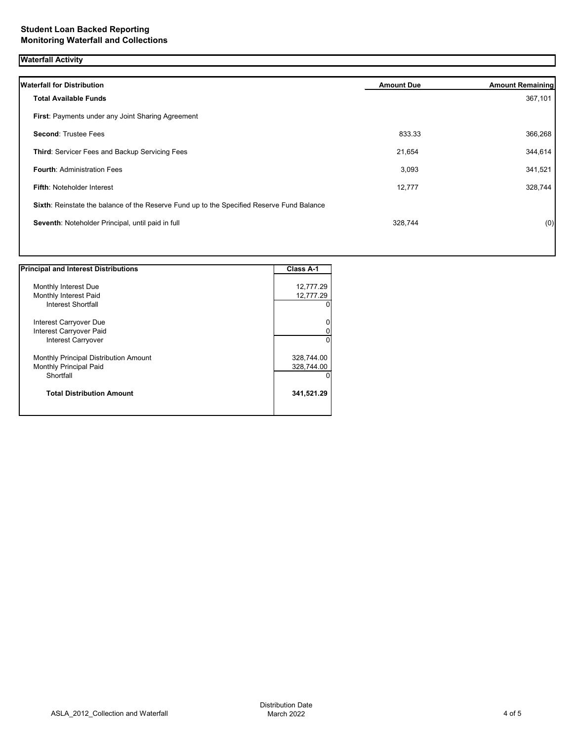**Student Loan Backed Reporting**
**Monitoring Waterfall and Collections**

## Waterfall Activity

| Waterfall for Distribution | Amount Due | Amount Remaining |
|---|---|---|
| **Total Available Funds** | | 367,101 |
| **First**: Payments under any Joint Sharing Agreement | | |
| **Second**: Trustee Fees | 833.33 | 366,268 |
| **Third**: Servicer Fees and Backup Servicing Fees | 21,654 | 344,614 |
| **Fourth**: Administration Fees | 3,093 | 341,521 |
| **Fifth**: Noteholder Interest | 12,777 | 328,744 |
| **Sixth**: Reinstate the balance of the Reserve Fund up to the Specified Reserve Fund Balance | | |
| **Seventh**: Noteholder Principal, until paid in full | 328,744 | (0) |

| Principal and Interest Distributions | Class A-1 |
|---|---|
| Monthly Interest Due | 12,777.29 |
| Monthly Interest Paid | 12,777.29 |
| Interest Shortfall | 0 |
| Interest Carryover Due | 0 |
| Interest Carryover Paid | 0 |
| Interest Carryover | 0 |
| Monthly Principal Distribution Amount | 328,744.00 |
| Monthly Principal Paid | 328,744.00 |
| Shortfall | 0 |
| **Total Distribution Amount** | **341,521.29** |

ASLA_2012_Collection and Waterfall

Distribution Date
March 2022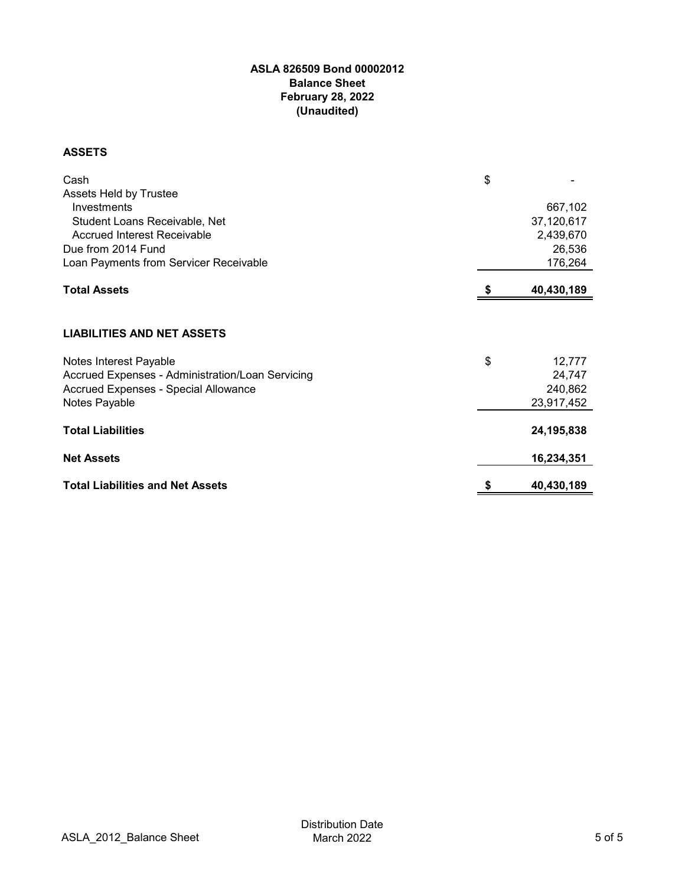# ASLA 826509 Bond 00002012
## Balance Sheet
## February 28, 2022
## (Unaudited)

### ASSETS

| | | |
|---|---|---|
| Cash | $ | - |
| Assets Held by Trustee | | |
| Investments | | 667,102 |
| Student Loans Receivable, Net | | 37,120,617 |
| Accrued Interest Receivable | | 2,439,670 |
| Due from 2014 Fund | | 26,536 |
| Loan Payments from Servicer Receivable | | 176,264 |
| **Total Assets** | **$** | **40,430,189** |

### LIABILITIES AND NET ASSETS

| | | |
|---|---|---|
| Notes Interest Payable | $ | 12,777 |
| Accrued Expenses - Administration/Loan Servicing | | 24,747 |
| Accrued Expenses - Special Allowance | | 240,862 |
| Notes Payable | | 23,917,452 |
| **Total Liabilities** | | **24,195,838** |
| **Net Assets** | | **16,234,351** |
| **Total Liabilities and Net Assets** | **$** | **40,430,189** |

ASLA_2012_Balance Sheet

Distribution Date
March 2022